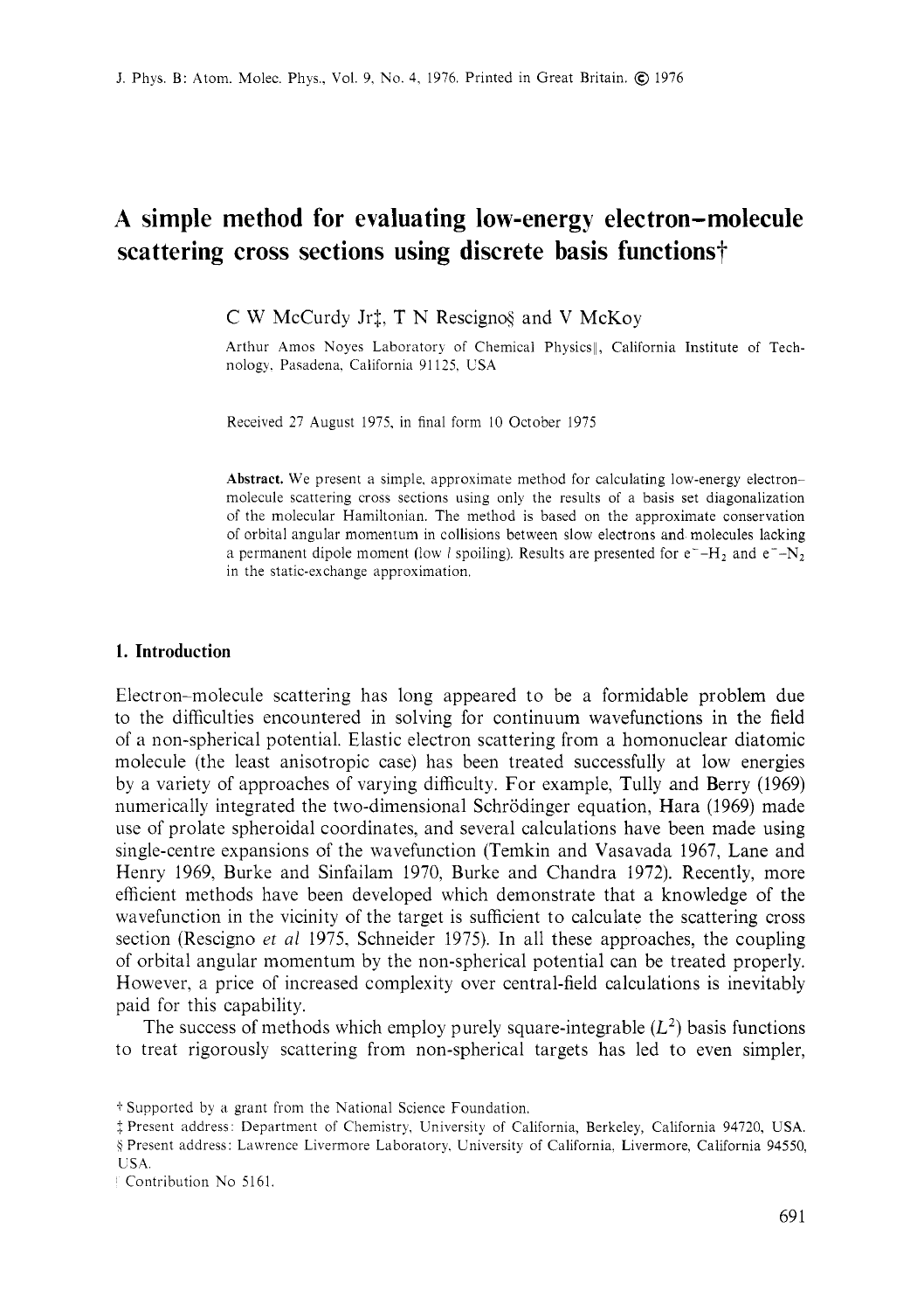# A simple method for evaluating low-energy electron–molecule scattering cross sections using discrete basis functions†

C W McCurdy Jr‡, T N Rescigno§ and V McKoy

Arthur Amos Noyes Laboratory of Chemical Physics||, California Institute of Technology, Pasadena, California 91125, USA

Received 27 August 1975, in final form 10 October 1975

**Abstract.** We present a simple, approximate method for calculating low-energy electron–molecule scattering cross sections using only the results of a basis set diagonalization of the molecular Hamiltonian. The method is based on the approximate conservation of orbital angular momentum in collisions between slow electrons and molecules lacking a permanent dipole moment (low $l$ spoiling). Results are presented for $e^-$–$H_2$ and $e^-$–$N_2$ in the static-exchange approximation.

## 1. Introduction

Electron–molecule scattering has long appeared to be a formidable problem due to the difficulties encountered in solving for continuum wavefunctions in the field of a non-spherical potential. Elastic electron scattering from a homonuclear diatomic molecule (the least anisotropic case) has been treated successfully at low energies by a variety of approaches of varying difficulty. For example, Tully and Berry (1969) numerically integrated the two-dimensional Schrödinger equation, Hara (1969) made use of prolate spheroidal coordinates, and several calculations have been made using single-centre expansions of the wavefunction (Temkin and Vasavada 1967, Lane and Henry 1969, Burke and Sinfailam 1970, Burke and Chandra 1972). Recently, more efficient methods have been developed which demonstrate that a knowledge of the wavefunction in the vicinity of the target is sufficient to calculate the scattering cross section (Rescigno *et al* 1975, Schneider 1975). In all these approaches, the coupling of orbital angular momentum by the non-spherical potential can be treated properly. However, a price of increased complexity over central-field calculations is inevitably paid for this capability.

The success of methods which employ purely square-integrable ($L^2$) basis functions to treat rigorously scattering from non-spherical targets has led to even simpler,

† Supported by a grant from the National Science Foundation.

‡ Present address: Department of Chemistry, University of California, Berkeley, California 94720, USA.

§ Present address: Lawrence Livermore Laboratory, University of California, Livermore, California 94550, USA.

|| Contribution No 5161.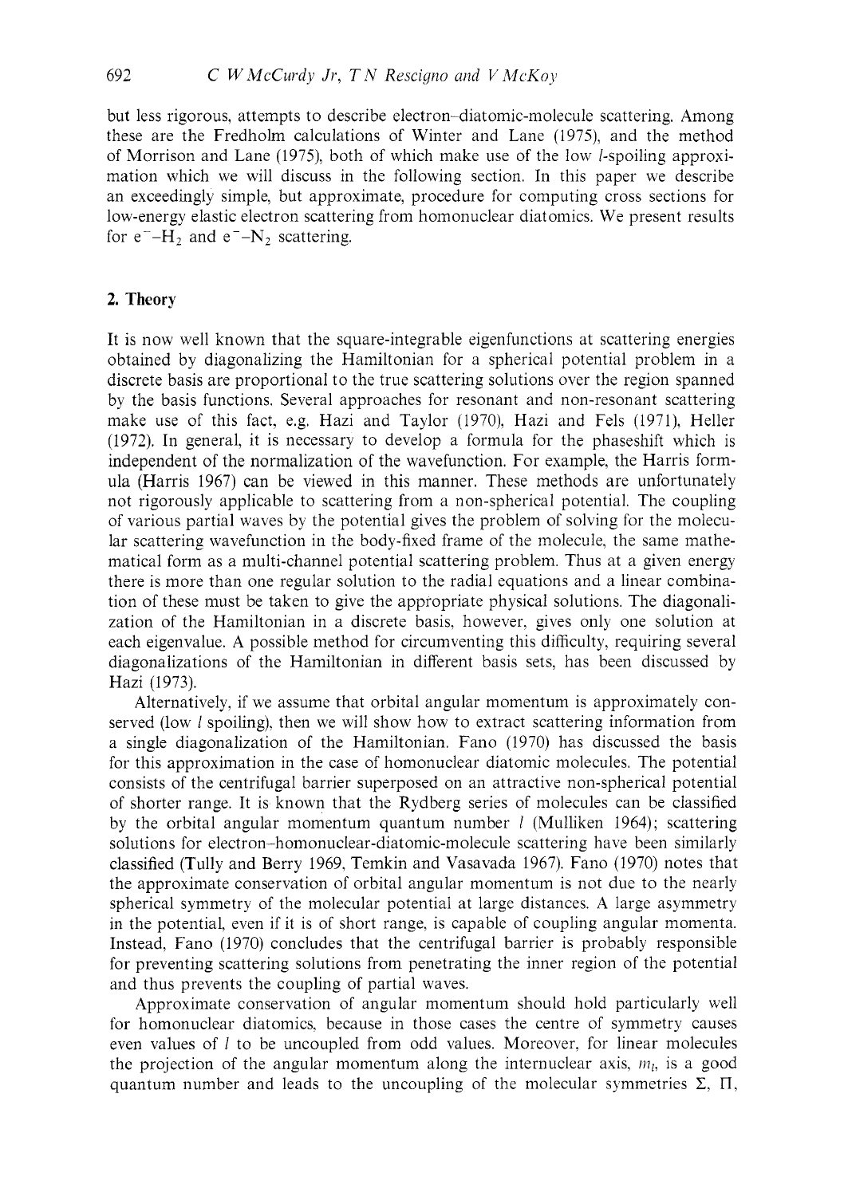but less rigorous, attempts to describe electron–diatomic-molecule scattering. Among these are the Fredholm calculations of Winter and Lane (1975), and the method of Morrison and Lane (1975), both of which make use of the low $l$-spoiling approximation which we will discuss in the following section. In this paper we describe an exceedingly simple, but approximate, procedure for computing cross sections for low-energy elastic electron scattering from homonuclear diatomics. We present results for $e^-$–$H_2$ and $e^-$–$N_2$ scattering.

## 2. Theory

It is now well known that the square-integrable eigenfunctions at scattering energies obtained by diagonalizing the Hamiltonian for a spherical potential problem in a discrete basis are proportional to the true scattering solutions over the region spanned by the basis functions. Several approaches for resonant and non-resonant scattering make use of this fact, e.g. Hazi and Taylor (1970), Hazi and Fels (1971), Heller (1972). In general, it is necessary to develop a formula for the phaseshift which is independent of the normalization of the wavefunction. For example, the Harris formula (Harris 1967) can be viewed in this manner. These methods are unfortunately not rigorously applicable to scattering from a non-spherical potential. The coupling of various partial waves by the potential gives the problem of solving for the molecular scattering wavefunction in the body-fixed frame of the molecule, the same mathematical form as a multi-channel potential scattering problem. Thus at a given energy there is more than one regular solution to the radial equations and a linear combination of these must be taken to give the appropriate physical solutions. The diagonalization of the Hamiltonian in a discrete basis, however, gives only one solution at each eigenvalue. A possible method for circumventing this difficulty, requiring several diagonalizations of the Hamiltonian in different basis sets, has been discussed by Hazi (1973).

Alternatively, if we assume that orbital angular momentum is approximately conserved (low $l$ spoiling), then we will show how to extract scattering information from a single diagonalization of the Hamiltonian. Fano (1970) has discussed the basis for this approximation in the case of homonuclear diatomic molecules. The potential consists of the centrifugal barrier superposed on an attractive non-spherical potential of shorter range. It is known that the Rydberg series of molecules can be classified by the orbital angular momentum quantum number $l$ (Mulliken 1964); scattering solutions for electron–homonuclear-diatomic-molecule scattering have been similarly classified (Tully and Berry 1969, Temkin and Vasavada 1967). Fano (1970) notes that the approximate conservation of orbital angular momentum is not due to the nearly spherical symmetry of the molecular potential at large distances. A large asymmetry in the potential, even if it is of short range, is capable of coupling angular momenta. Instead, Fano (1970) concludes that the centrifugal barrier is probably responsible for preventing scattering solutions from penetrating the inner region of the potential and thus prevents the coupling of partial waves.

Approximate conservation of angular momentum should hold particularly well for homonuclear diatomics, because in those cases the centre of symmetry causes even values of $l$ to be uncoupled from odd values. Moreover, for linear molecules the projection of the angular momentum along the internuclear axis, $m_l$, is a good quantum number and leads to the uncoupling of the molecular symmetries $\Sigma$, $\Pi$,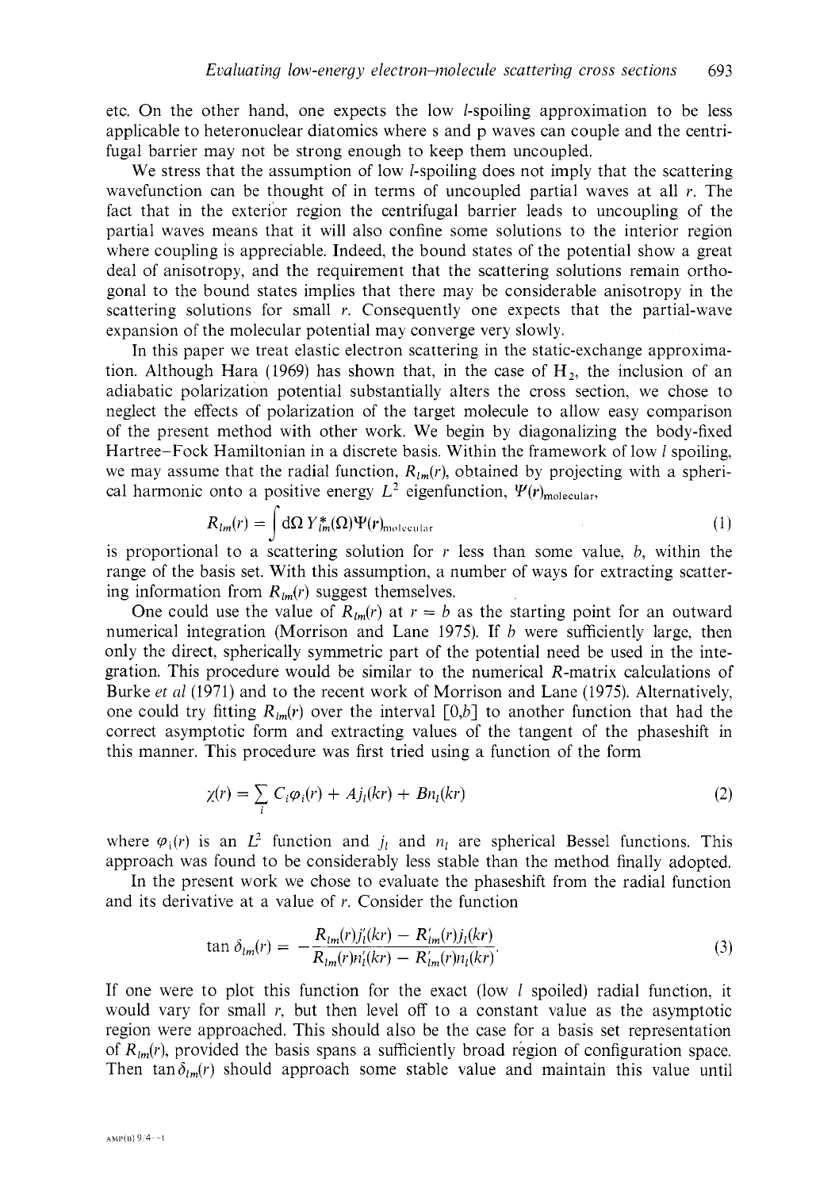etc. On the other hand, one expects the low $l$-spoiling approximation to be less applicable to heteronuclear diatomics where s and p waves can couple and the centrifugal barrier may not be strong enough to keep them uncoupled.

We stress that the assumption of low $l$-spoiling does not imply that the scattering wavefunction can be thought of in terms of uncoupled partial waves at all $r$. The fact that in the exterior region the centrifugal barrier leads to uncoupling of the partial waves means that it will also confine some solutions to the interior region where coupling is appreciable. Indeed, the bound states of the potential show a great deal of anisotropy, and the requirement that the scattering solutions remain orthogonal to the bound states implies that there may be considerable anisotropy in the scattering solutions for small $r$. Consequently one expects that the partial-wave expansion of the molecular potential may converge very slowly.

In this paper we treat elastic electron scattering in the static-exchange approximation. Although Hara (1969) has shown that, in the case of $H_2$, the inclusion of an adiabatic polarization potential substantially alters the cross section, we chose to neglect the effects of polarization of the target molecule to allow easy comparison of the present method with other work. We begin by diagonalizing the body-fixed Hartree–Fock Hamiltonian in a discrete basis. Within the framework of low $l$ spoiling, we may assume that the radial function, $R_{lm}(r)$, obtained by projecting with a spherical harmonic onto a positive energy $L^2$ eigenfunction, $\Psi(r)_{\text{molecular}}$,

$$R_{lm}(r) = \int \mathrm{d}\Omega\, Y^*_{lm}(\Omega)\Psi(r)_{\text{molecular}} \tag{1}$$

is proportional to a scattering solution for $r$ less than some value, $b$, within the range of the basis set. With this assumption, a number of ways for extracting scattering information from $R_{lm}(r)$ suggest themselves.

One could use the value of $R_{lm}(r)$ at $r = b$ as the starting point for an outward numerical integration (Morrison and Lane 1975). If $b$ were sufficiently large, then only the direct, spherically symmetric part of the potential need be used in the integration. This procedure would be similar to the numerical $R$-matrix calculations of Burke *et al* (1971) and to the recent work of Morrison and Lane (1975). Alternatively, one could try fitting $R_{lm}(r)$ over the interval $[0,b]$ to another function that had the correct asymptotic form and extracting values of the tangent of the phaseshift in this manner. This procedure was first tried using a function of the form

$$\chi(r) = \sum_i C_i\varphi_i(r) + Aj_l(kr) + Bn_l(kr) \tag{2}$$

where $\varphi_i(r)$ is an $L^2$ function and $j_l$ and $n_l$ are spherical Bessel functions. This approach was found to be considerably less stable than the method finally adopted.

In the present work we chose to evaluate the phaseshift from the radial function and its derivative at a value of $r$. Consider the function

$$\tan\delta_{lm}(r) = -\frac{R_{lm}(r)j_l'(kr) - R_{lm}'(r)j_l(kr)}{R_{lm}(r)n_l'(kr) - R_{lm}'(r)n_l(kr)}. \tag{3}$$

If one were to plot this function for the exact (low $l$ spoiled) radial function, it would vary for small $r$, but then level off to a constant value as the asymptotic region were approached. This should also be the case for a basis set representation of $R_{lm}(r)$, provided the basis spans a sufficiently broad region of configuration space. Then $\tan\delta_{lm}(r)$ should approach some stable value and maintain this value until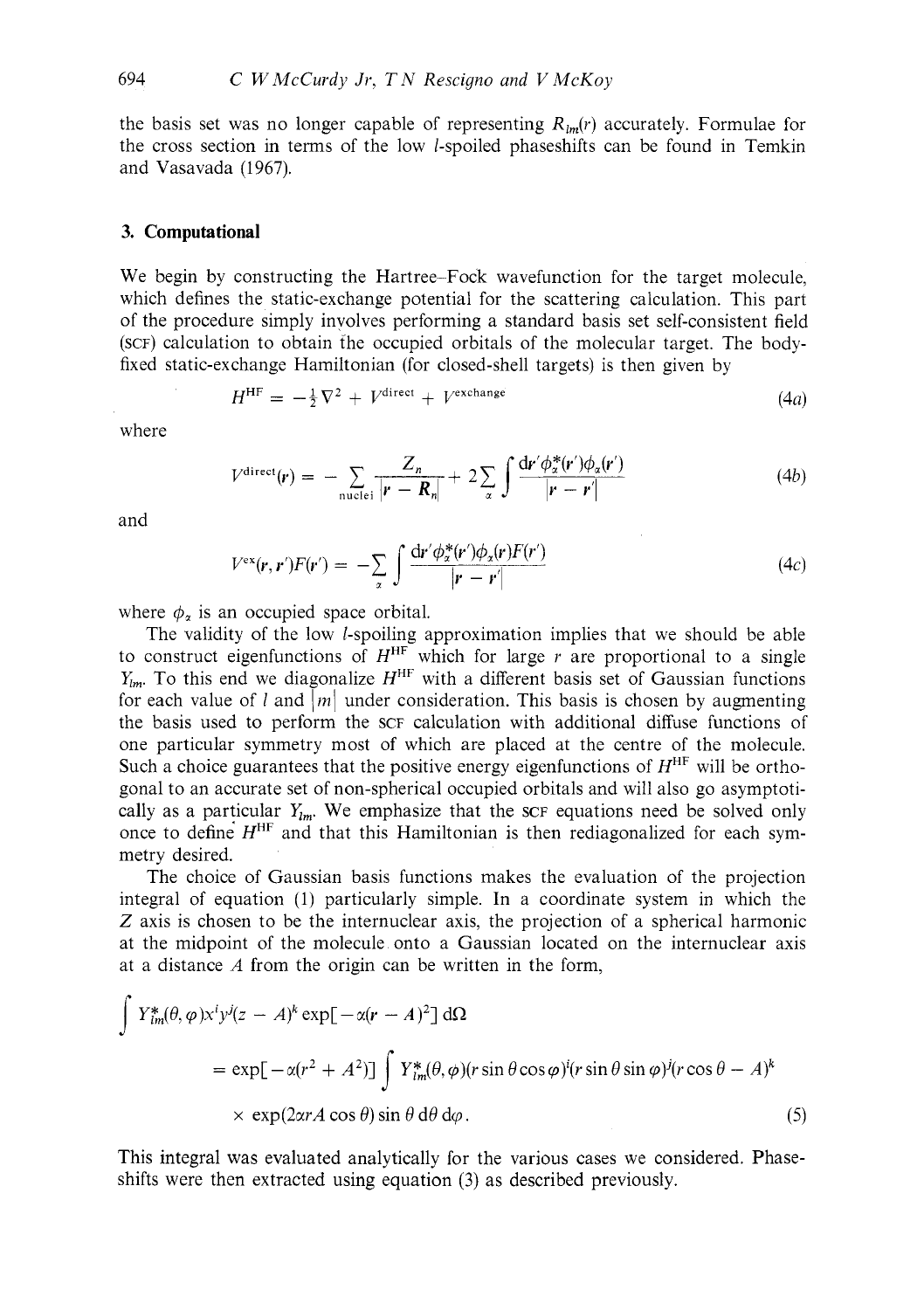the basis set was no longer capable of representing $R_{lm}(r)$ accurately. Formulae for the cross section in terms of the low $l$-spoiled phaseshifts can be found in Temkin and Vasavada (1967).

### 3. Computational

We begin by constructing the Hartree–Fock wavefunction for the target molecule, which defines the static-exchange potential for the scattering calculation. This part of the procedure simply involves performing a standard basis set self-consistent field (SCF) calculation to obtain the occupied orbitals of the molecular target. The body-fixed static-exchange Hamiltonian (for closed-shell targets) is then given by

$$H^{\mathrm{HF}} = -\tfrac{1}{2}\nabla^2 + V^{\mathrm{direct}} + V^{\mathrm{exchange}} \tag{4a}$$

where

$$V^{\mathrm{direct}}(\boldsymbol{r}) = -\sum_{\mathrm{nuclei}} \frac{Z_n}{|\boldsymbol{r} - \boldsymbol{R}_n|} + 2\sum_{\alpha} \int \frac{\mathrm{d}\boldsymbol{r}'\phi_{\alpha}^{*}(\boldsymbol{r}')\phi_{\alpha}(\boldsymbol{r}')}{|\boldsymbol{r} - \boldsymbol{r}'|} \tag{4b}$$

and

$$V^{\mathrm{ex}}(\boldsymbol{r}, \boldsymbol{r}')F(\boldsymbol{r}') = -\sum_{\alpha} \int \frac{\mathrm{d}\boldsymbol{r}'\phi_{\alpha}^{*}(\boldsymbol{r}')\phi_{\alpha}(\boldsymbol{r})F(\boldsymbol{r}')}{|\boldsymbol{r} - \boldsymbol{r}'|} \tag{4c}$$

where $\phi_{\alpha}$ is an occupied space orbital.

The validity of the low $l$-spoiling approximation implies that we should be able to construct eigenfunctions of $H^{\mathrm{HF}}$ which for large $r$ are proportional to a single $Y_{lm}$. To this end we diagonalize $H^{\mathrm{HF}}$ with a different basis set of Gaussian functions for each value of $l$ and $|m|$ under consideration. This basis is chosen by augmenting the basis used to perform the SCF calculation with additional diffuse functions of one particular symmetry most of which are placed at the centre of the molecule. Such a choice guarantees that the positive energy eigenfunctions of $H^{\mathrm{HF}}$ will be orthogonal to an accurate set of non-spherical occupied orbitals and will also go asymptotically as a particular $Y_{lm}$. We emphasize that the SCF equations need be solved only once to define $H^{\mathrm{HF}}$ and that this Hamiltonian is then rediagonalized for each symmetry desired.

The choice of Gaussian basis functions makes the evaluation of the projection integral of equation (1) particularly simple. In a coordinate system in which the $Z$ axis is chosen to be the internuclear axis, the projection of a spherical harmonic at the midpoint of the molecule onto a Gaussian located on the internuclear axis at a distance $A$ from the origin can be written in the form,

$$\begin{aligned}
&\int Y_{lm}^{*}(\theta, \varphi)x^{i}y^{j}(z - A)^{k} \exp[-\alpha(\boldsymbol{r} - \boldsymbol{A})^2]\, \mathrm{d}\Omega \\
&\quad = \exp[-\alpha(r^2 + A^2)] \int Y_{lm}^{*}(\theta, \varphi)(r\sin\theta\cos\varphi)^{i}(r\sin\theta\sin\varphi)^{j}(r\cos\theta - A)^{k} \\
&\quad\quad \times \exp(2\alpha r A\cos\theta)\sin\theta\, \mathrm{d}\theta\, \mathrm{d}\varphi.
\end{aligned} \tag{5}$$

This integral was evaluated analytically for the various cases we considered. Phaseshifts were then extracted using equation (3) as described previously.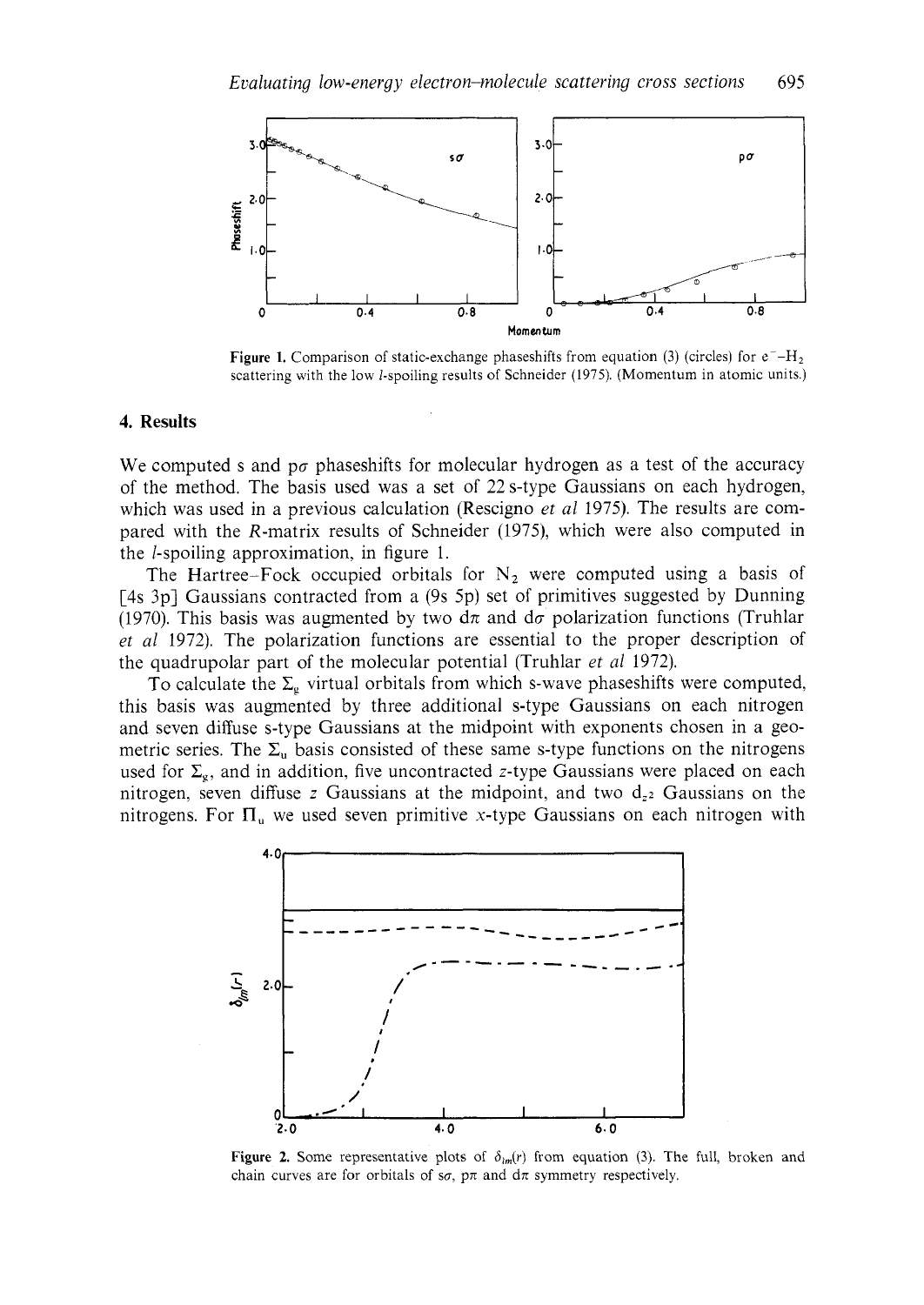Figure 1. Comparison of static-exchange phaseshifts from equation (3) (circles) for $e^{-}$–$H_2$ scattering with the low $l$-spoiling results of Schneider (1975). (Momentum in atomic units.)

## 4. Results

We computed s and p$\sigma$ phaseshifts for molecular hydrogen as a test of the accuracy of the method. The basis used was a set of 22 s-type Gaussians on each hydrogen, which was used in a previous calculation (Rescigno *et al* 1975). The results are compared with the $R$-matrix results of Schneider (1975), which were also computed in the $l$-spoiling approximation, in figure 1.

The Hartree–Fock occupied orbitals for $N_2$ were computed using a basis of [4s 3p] Gaussians contracted from a (9s 5p) set of primitives suggested by Dunning (1970). This basis was augmented by two d$\pi$ and d$\sigma$ polarization functions (Truhlar *et al* 1972). The polarization functions are essential to the proper description of the quadrupolar part of the molecular potential (Truhlar *et al* 1972).

To calculate the $\Sigma_g$ virtual orbitals from which s-wave phaseshifts were computed, this basis was augmented by three additional s-type Gaussians on each nitrogen and seven diffuse s-type Gaussians at the midpoint with exponents chosen in a geometric series. The $\Sigma_u$ basis consisted of these same s-type functions on the nitrogens used for $\Sigma_g$, and in addition, five uncontracted $z$-type Gaussians were placed on each nitrogen, seven diffuse $z$ Gaussians at the midpoint, and two $d_{z^2}$ Gaussians on the nitrogens. For $\Pi_u$ we used seven primitive $x$-type Gaussians on each nitrogen with

Figure 2. Some representative plots of $\delta_{lm}(r)$ from equation (3). The full, broken and chain curves are for orbitals of s$\sigma$, p$\pi$ and d$\pi$ symmetry respectively.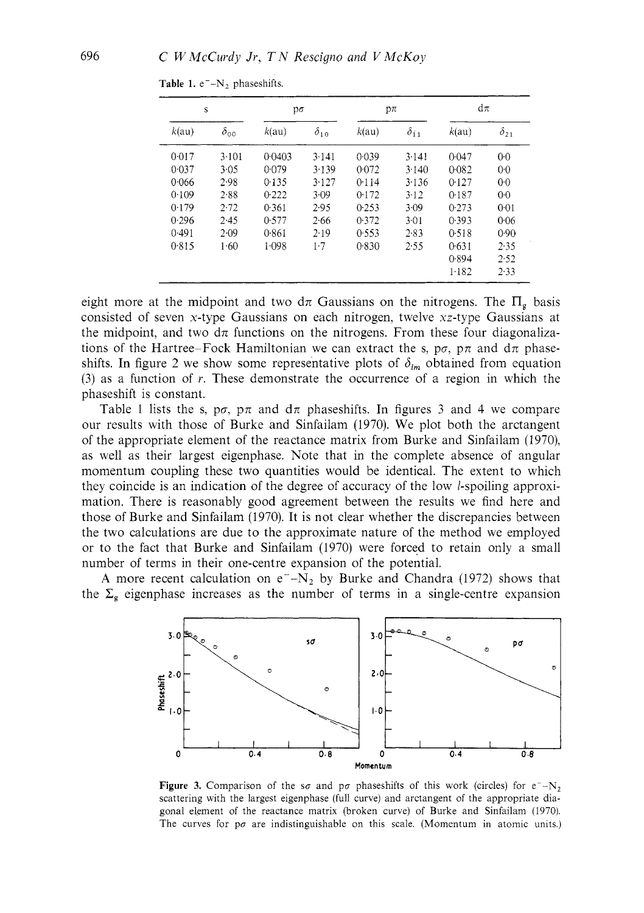Table 1. $e^{-}$–$N_2$ phaseshifts.

| s | | pσ | | pπ | | dπ | |
|---|---|---|---|---|---|---|---|
| $k$(au) | $\delta_{00}$ | $k$(au) | $\delta_{10}$ | $k$(au) | $\delta_{11}$ | $k$(au) | $\delta_{21}$ |
| 0·017 | 3·101 | 0·0403 | 3·141 | 0·039 | 3·141 | 0·047 | 0·0 |
| 0·037 | 3·05 | 0·079 | 3·139 | 0·072 | 3·140 | 0·082 | 0·0 |
| 0·066 | 2·98 | 0·135 | 3·127 | 0·114 | 3·136 | 0·127 | 0·0 |
| 0·109 | 2·88 | 0·222 | 3·09 | 0·172 | 3·12 | 0·187 | 0·0 |
| 0·179 | 2·72 | 0·361 | 2·95 | 0·253 | 3·09 | 0·273 | 0·01 |
| 0·296 | 2·45 | 0·577 | 2·66 | 0·372 | 3·01 | 0·393 | 0·06 |
| 0·491 | 2·09 | 0·861 | 2·19 | 0·553 | 2·83 | 0·518 | 0·90 |
| 0·815 | 1·60 | 1·098 | 1·7 | 0·830 | 2·55 | 0·631 | 2·35 |
| | | | | | | 0·894 | 2·52 |
| | | | | | | 1·182 | 2·33 |

eight more at the midpoint and two dπ Gaussians on the nitrogens. The $\Pi_g$ basis consisted of seven $x$-type Gaussians on each nitrogen, twelve $xz$-type Gaussians at the midpoint, and two dπ functions on the nitrogens. From these four diagonalizations of the Hartree–Fock Hamiltonian we can extract the s, pσ, pπ and dπ phaseshifts. In figure 2 we show some representative plots of $\delta_{lm}$ obtained from equation (3) as a function of $r$. These demonstrate the occurrence of a region in which the phaseshift is constant.

Table 1 lists the s, pσ, pπ and dπ phaseshifts. In figures 3 and 4 we compare our results with those of Burke and Sinfailam (1970). We plot both the arctangent of the appropriate element of the reactance matrix from Burke and Sinfailam (1970), as well as their largest eigenphase. Note that in the complete absence of angular momentum coupling these two quantities would be identical. The extent to which they coincide is an indication of the degree of accuracy of the low $l$-spoiling approximation. There is reasonably good agreement between the results we find here and those of Burke and Sinfailam (1970). It is not clear whether the discrepancies between the two calculations are due to the approximate nature of the method we employed or to the fact that Burke and Sinfailam (1970) were forced to retain only a small number of terms in their one-centre expansion of the potential.

A more recent calculation on $e^{-}$–$N_2$ by Burke and Chandra (1972) shows that the $\Sigma_g$ eigenphase increases as the number of terms in a single-centre expansion

Figure 3. Comparison of the sσ and pσ phaseshifts of this work (circles) for $e^{-}$–$N_2$ scattering with the largest eigenphase (full curve) and arctangent of the appropriate diagonal element of the reactance matrix (broken curve) of Burke and Sinfailam (1970). The curves for pσ are indistinguishable on this scale. (Momentum in atomic units.)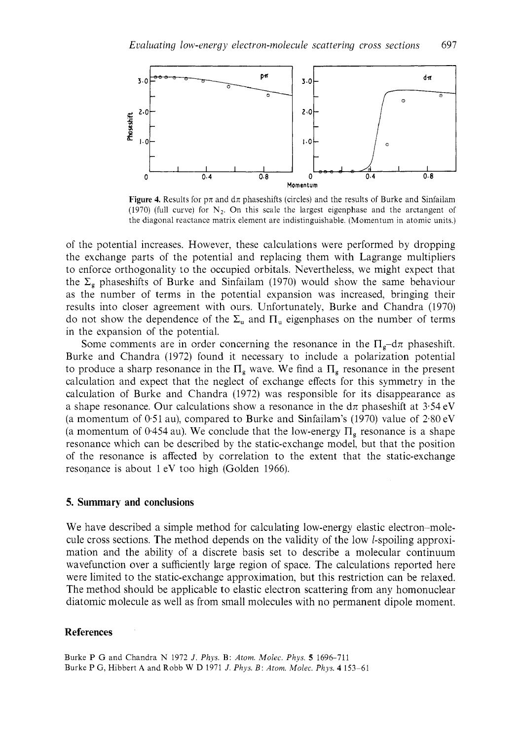Figure 4. Results for p$\pi$ and d$\pi$ phaseshifts (circles) and the results of Burke and Sinfailam (1970) (full curve) for $N_2$. On this scale the largest eigenphase and the arctangent of the diagonal reactance matrix element are indistinguishable. (Momentum in atomic units.)

of the potential increases. However, these calculations were performed by dropping the exchange parts of the potential and replacing them with Lagrange multipliers to enforce orthogonality to the occupied orbitals. Nevertheless, we might expect that the $\Sigma_g$ phaseshifts of Burke and Sinfailam (1970) would show the same behaviour as the number of terms in the potential expansion was increased, bringing their results into closer agreement with ours. Unfortunately, Burke and Chandra (1970) do not show the dependence of the $\Sigma_u$ and $\Pi_u$ eigenphases on the number of terms in the expansion of the potential.

Some comments are in order concerning the resonance in the $\Pi_g$–d$\pi$ phaseshift. Burke and Chandra (1972) found it necessary to include a polarization potential to produce a sharp resonance in the $\Pi_g$ wave. We find a $\Pi_g$ resonance in the present calculation and expect that the neglect of exchange effects for this symmetry in the calculation of Burke and Chandra (1972) was responsible for its disappearance as a shape resonance. Our calculations show a resonance in the d$\pi$ phaseshift at 3·54 eV (a momentum of 0·51 au), compared to Burke and Sinfailam's (1970) value of 2·80 eV (a momentum of 0·454 au). We conclude that the low-energy $\Pi_g$ resonance is a shape resonance which can be described by the static-exchange model, but that the position of the resonance is affected by correlation to the extent that the static-exchange resonance is about 1 eV too high (Golden 1966).

## 5. Summary and conclusions

We have described a simple method for calculating low-energy elastic electron–molecule cross sections. The method depends on the validity of the low $l$-spoiling approximation and the ability of a discrete basis set to describe a molecular continuum wavefunction over a sufficiently large region of space. The calculations reported here were limited to the static-exchange approximation, but this restriction can be relaxed. The method should be applicable to elastic electron scattering from any homonuclear diatomic molecule as well as from small molecules with no permanent dipole moment.

## References

Burke P G and Chandra N 1972 *J. Phys. B: Atom. Molec. Phys.* **5** 1696–711

Burke P G, Hibbert A and Robb W D 1971 *J. Phys. B: Atom. Molec. Phys.* **4** 153–61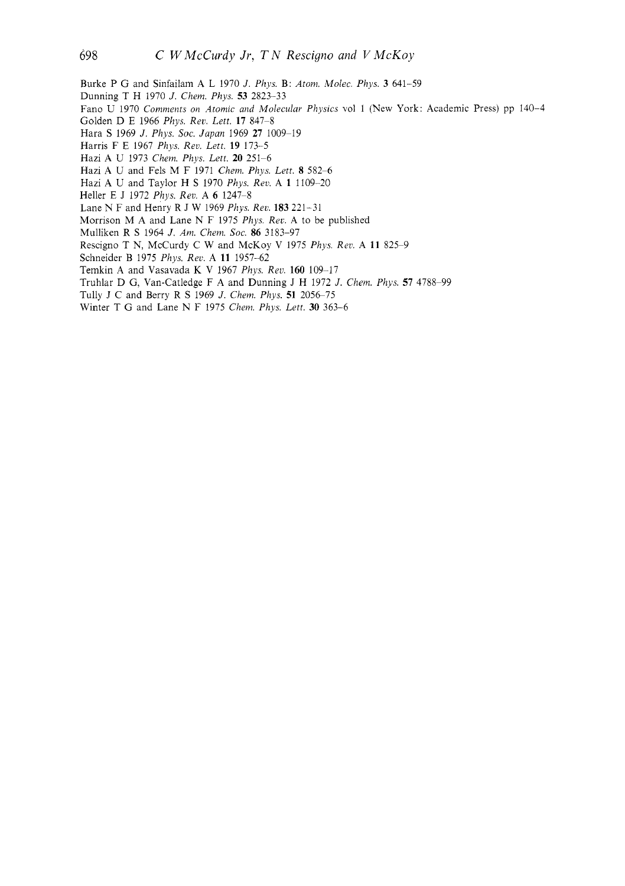Burke P G and Sinfailam A L 1970 *J. Phys.* B: *Atom. Molec. Phys.* **3** 641–59
Dunning T H 1970 *J. Chem. Phys.* **53** 2823–33
Fano U 1970 *Comments on Atomic and Molecular Physics* vol 1 (New York: Academic Press) pp 140–4
Golden D E 1966 *Phys. Rev. Lett.* **17** 847–8
Hara S 1969 *J. Phys. Soc. Japan* 1969 **27** 1009–19
Harris F E 1967 *Phys. Rev. Lett.* **19** 173–5
Hazi A U 1973 *Chem. Phys. Lett.* **20** 251–6
Hazi A U and Fels M F 1971 *Chem. Phys. Lett.* **8** 582–6
Hazi A U and Taylor H S 1970 *Phys. Rev.* A **1** 1109–20
Heller E J 1972 *Phys. Rev.* A **6** 1247–8
Lane N F and Henry R J W 1969 *Phys. Rev.* **183** 221–31
Morrison M A and Lane N F 1975 *Phys. Rev.* A to be published
Mulliken R S 1964 *J. Am. Chem. Soc.* **86** 3183–97
Rescigno T N, McCurdy C W and McKoy V 1975 *Phys. Rev.* A **11** 825–9
Schneider B 1975 *Phys. Rev.* A **11** 1957–62
Temkin A and Vasavada K V 1967 *Phys. Rev.* **160** 109–17
Truhlar D G, Van-Catledge F A and Dunning J H 1972 *J. Chem. Phys.* **57** 4788–99
Tully J C and Berry R S 1969 *J. Chem. Phys.* **51** 2056–75
Winter T G and Lane N F 1975 *Chem. Phys. Lett.* **30** 363–6